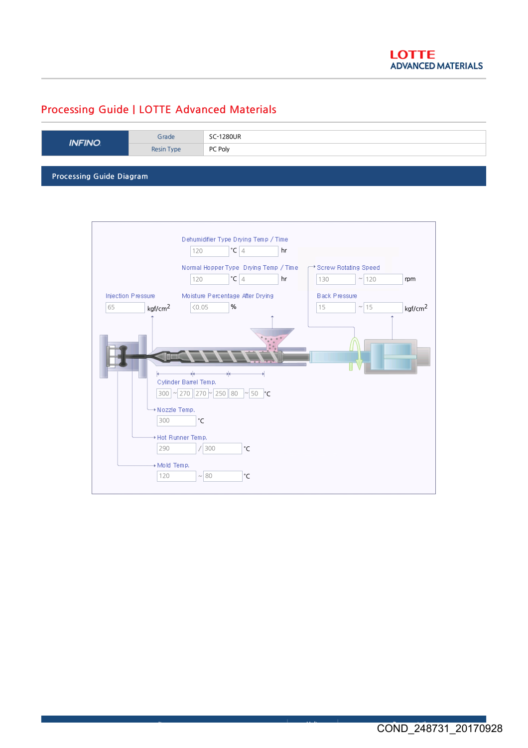# Processing Guide | LOTTE Advanced Materials

| | | |
|---|---|---|
| INFINO | Grade | SC-1280UR |
| | Resin Type | PC Poly |

## Processing Guide Diagram

Dehumidifier Type Drying Temp / Time
120 ℃ 4 hr

Normal Hopper Type Drying Temp / Time
120 ℃ 4 hr

Screw Rotating Speed
130 ~ 120 rpm

Injection Pressure
65 kgf/cm²

Moisture Percentage After Drying
<0.05 %

Back Pressure
15 ~ 15 kgf/cm²

Cylinder Barrel Temp.
300 ~ 270 270 ~ 250 80 ~ 50 ℃

Nozzle Temp.
300 ℃

Hot Runner Temp.
290 / 300 ℃

Mold Temp.
120 ~ 80 ℃

COND_248731_20170928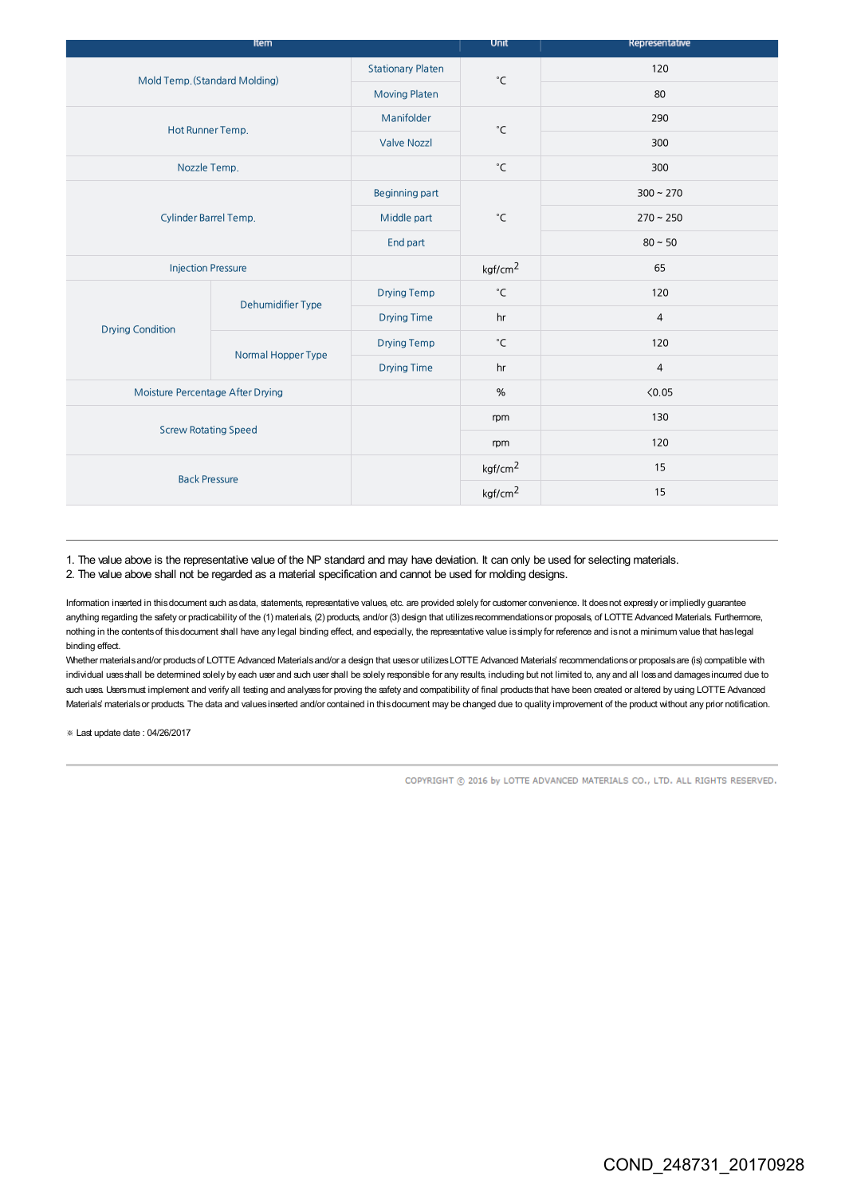| Item | | | Unit | Representative |
|---|---|---|---|---|
| Mold Temp.(Standard Molding) | | Stationary Platen | °C | 120 |
| | | Moving Platen | | 80 |
| Hot Runner Temp. | | Manifolder | °C | 290 |
| | | Valve Nozzl | | 300 |
| Nozzle Temp. | | | °C | 300 |
| Cylinder Barrel Temp. | | Beginning part | °C | 300 ~ 270 |
| | | Middle part | | 270 ~ 250 |
| | | End part | | 80 ~ 50 |
| Injection Pressure | | | $kgf/cm^2$ | 65 |
| Drying Condition | Dehumidifier Type | Drying Temp | °C | 120 |
| | | Drying Time | hr | 4 |
| | Normal Hopper Type | Drying Temp | °C | 120 |
| | | Drying Time | hr | 4 |
| Moisture Percentage After Drying | | | % | <0.05 |
| Screw Rotating Speed | | | rpm | 130 |
| | | | rpm | 120 |
| Back Pressure | | | $kgf/cm^2$ | 15 |
| | | | $kgf/cm^2$ | 15 |

---

1. The value above is the representative value of the NP standard and may have deviation. It can only be used for selecting materials.
2. The value above shall not be regarded as a material specification and cannot be used for molding designs.

Information inserted in this document such as data, statements, representative values, etc. are provided solely for customer convenience. It does not expressly or impliedly guarantee anything regarding the safety or practicability of the (1) materials, (2) products, and/or (3) design that utilizes recommendations or proposals, of LOTTE Advanced Materials. Furthermore, nothing in the contents of this document shall have any legal binding effect, and especially, the representative value is simply for reference and is not a minimum value that has legal binding effect.
Whether materials and/or products of LOTTE Advanced Materials and/or a design that uses or utilizes LOTTE Advanced Materials' recommendations or proposals are (is) compatible with individual uses shall be determined solely by each user and such user shall be solely responsible for any results, including but not limited to, any and all loss and damages incurred due to such uses. Users must implement and verify all testing and analyses for proving the safety and compatibility of final products that have been created or altered by using LOTTE Advanced Materials' materials or products. The data and values inserted and/or contained in this document may be changed due to quality improvement of the product without any prior notification.

※ Last update date : 04/26/2017

COPYRIGHT © 2016 by LOTTE ADVANCED MATERIALS CO., LTD. ALL RIGHTS RESERVED.

COND_248731_20170928